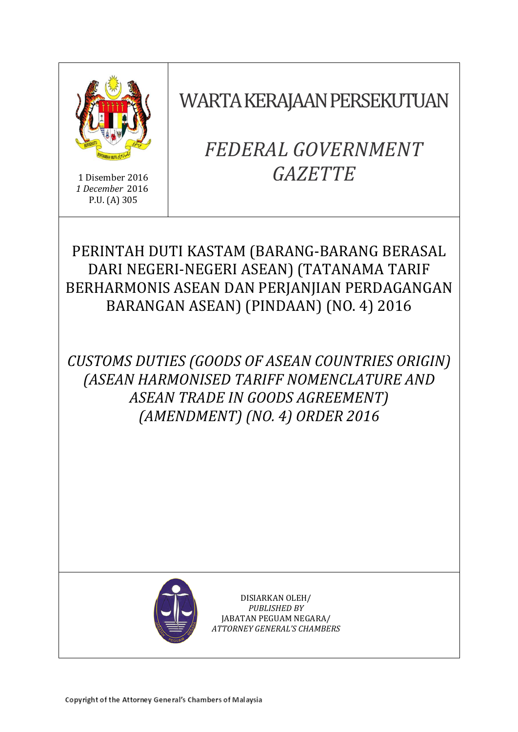# WARTA KERAJAAN PERSEKUTUAN

# *FEDERAL GOVERNMENT GAZETTE*

1 Disember 2016
*1 December* 2016
P.U. (A) 305

## PERINTAH DUTI KASTAM (BARANG-BARANG BERASAL DARI NEGERI-NEGERI ASEAN) (TATANAMA TARIF BERHARMONIS ASEAN DAN PERJANJIAN PERDAGANGAN BARANGAN ASEAN) (PINDAAN) (NO. 4) 2016

## *CUSTOMS DUTIES (GOODS OF ASEAN COUNTRIES ORIGIN) (ASEAN HARMONISED TARIFF NOMENCLATURE AND ASEAN TRADE IN GOODS AGREEMENT) (AMENDMENT) (NO. 4) ORDER 2016*

DISIARKAN OLEH/
*PUBLISHED BY*
JABATAN PEGUAM NEGARA/
*ATTORNEY GENERAL'S CHAMBERS*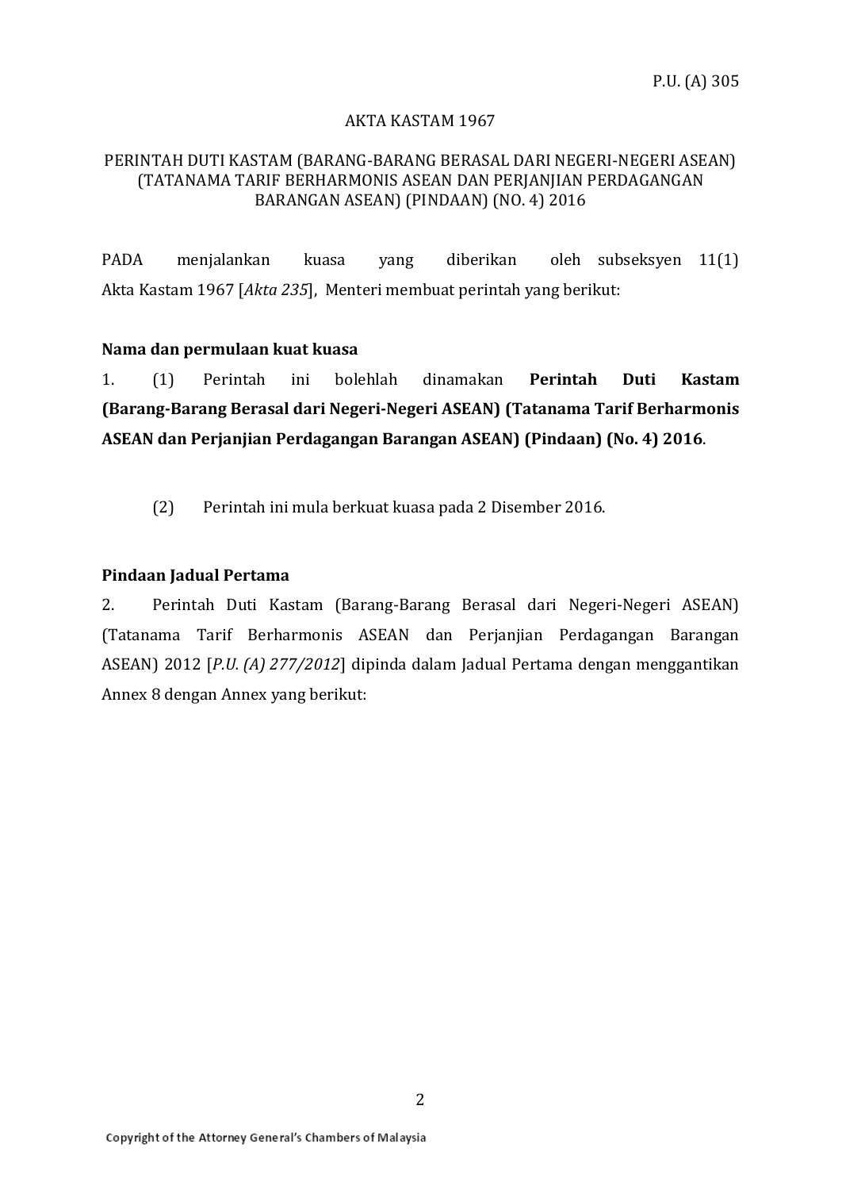P.U. (A) 305

AKTA KASTAM 1967

PERINTAH DUTI KASTAM (BARANG-BARANG BERASAL DARI NEGERI-NEGERI ASEAN) (TATANAMA TARIF BERHARMONIS ASEAN DAN PERJANJIAN PERDAGANGAN BARANGAN ASEAN) (PINDAAN) (NO. 4) 2016

PADA menjalankan kuasa yang diberikan oleh subseksyen 11(1) Akta Kastam 1967 [*Akta 235*], Menteri membuat perintah yang berikut:

**Nama dan permulaan kuat kuasa**

1. (1) Perintah ini bolehlah dinamakan **Perintah Duti Kastam (Barang-Barang Berasal dari Negeri-Negeri ASEAN) (Tatanama Tarif Berharmonis ASEAN dan Perjanjian Perdagangan Barangan ASEAN) (Pindaan) (No. 4) 2016**.

(2) Perintah ini mula berkuat kuasa pada 2 Disember 2016.

**Pindaan Jadual Pertama**

2. Perintah Duti Kastam (Barang-Barang Berasal dari Negeri-Negeri ASEAN) (Tatanama Tarif Berharmonis ASEAN dan Perjanjian Perdagangan Barangan ASEAN) 2012 [*P.U. (A) 277/2012*] dipinda dalam Jadual Pertama dengan menggantikan Annex 8 dengan Annex yang berikut:

Copyright of the Attorney General's Chambers of Malaysia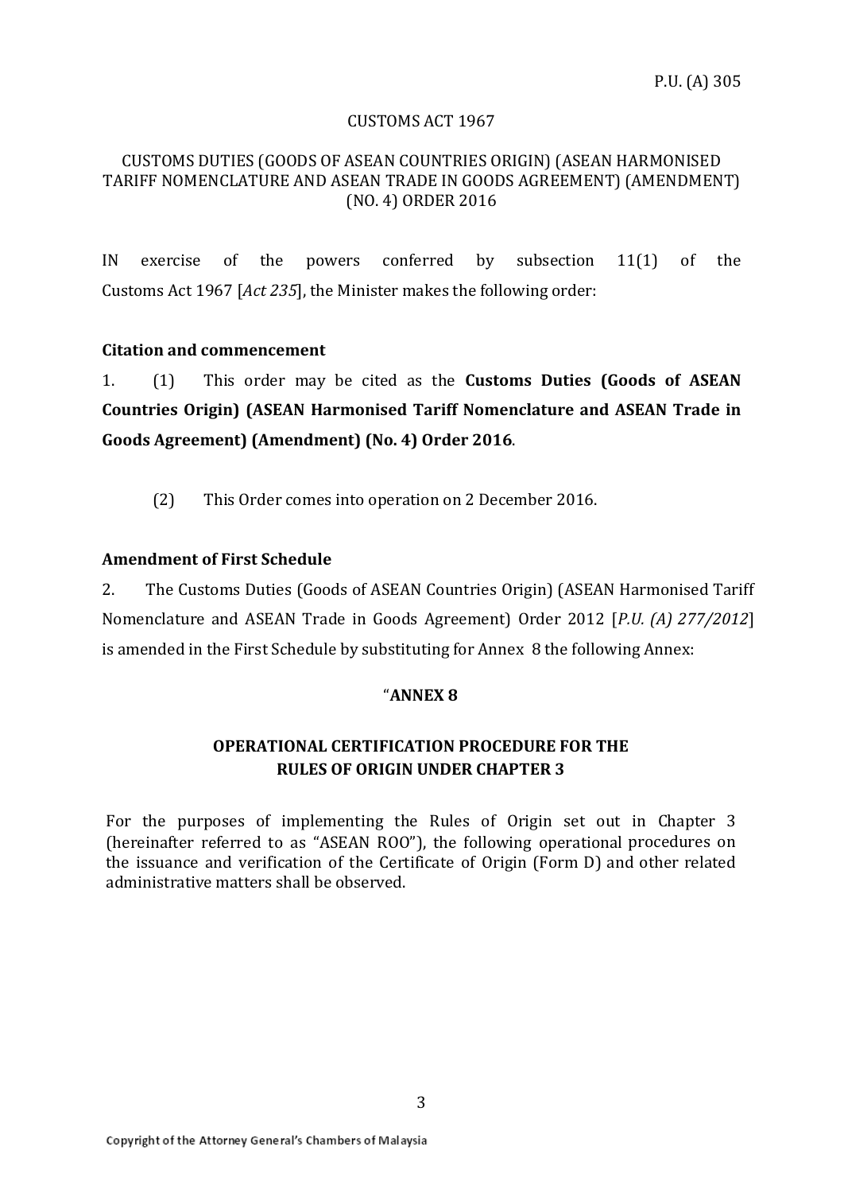P.U. (A) 305

CUSTOMS ACT 1967

CUSTOMS DUTIES (GOODS OF ASEAN COUNTRIES ORIGIN) (ASEAN HARMONISED TARIFF NOMENCLATURE AND ASEAN TRADE IN GOODS AGREEMENT) (AMENDMENT) (NO. 4) ORDER 2016

IN exercise of the powers conferred by subsection 11(1) of the Customs Act 1967 [*Act 235*], the Minister makes the following order:

**Citation and commencement**

1. (1) This order may be cited as the **Customs Duties (Goods of ASEAN Countries Origin) (ASEAN Harmonised Tariff Nomenclature and ASEAN Trade in Goods Agreement) (Amendment) (No. 4) Order 2016**.

(2) This Order comes into operation on 2 December 2016.

**Amendment of First Schedule**

2. The Customs Duties (Goods of ASEAN Countries Origin) (ASEAN Harmonised Tariff Nomenclature and ASEAN Trade in Goods Agreement) Order 2012 [*P.U. (A) 277/2012*] is amended in the First Schedule by substituting for Annex 8 the following Annex:

"**ANNEX 8**

**OPERATIONAL CERTIFICATION PROCEDURE FOR THE RULES OF ORIGIN UNDER CHAPTER 3**

For the purposes of implementing the Rules of Origin set out in Chapter 3 (hereinafter referred to as "ASEAN ROO"), the following operational procedures on the issuance and verification of the Certificate of Origin (Form D) and other related administrative matters shall be observed.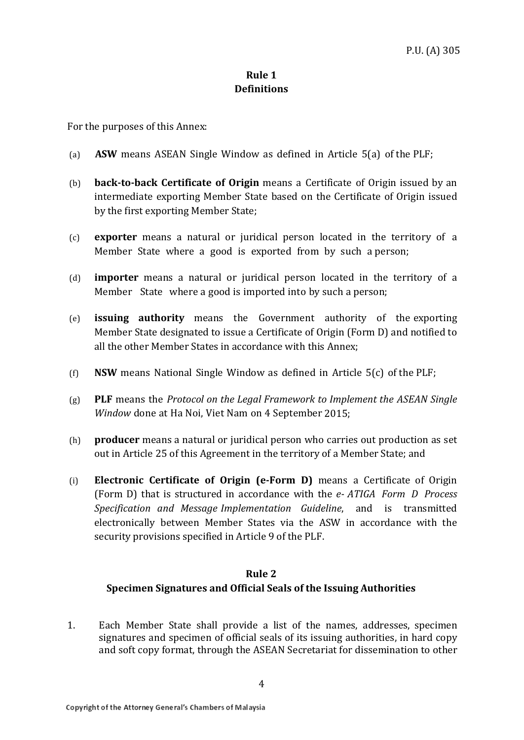## Rule 1
## Definitions

For the purposes of this Annex:

(a) **ASW** means ASEAN Single Window as defined in Article 5(a) of the PLF;

(b) **back-to-back Certificate of Origin** means a Certificate of Origin issued by an intermediate exporting Member State based on the Certificate of Origin issued by the first exporting Member State;

(c) **exporter** means a natural or juridical person located in the territory of a Member State where a good is exported from by such a person;

(d) **importer** means a natural or juridical person located in the territory of a Member State where a good is imported into by such a person;

(e) **issuing authority** means the Government authority of the exporting Member State designated to issue a Certificate of Origin (Form D) and notified to all the other Member States in accordance with this Annex;

(f) **NSW** means National Single Window as defined in Article 5(c) of the PLF;

(g) **PLF** means the *Protocol on the Legal Framework to Implement the ASEAN Single Window* done at Ha Noi, Viet Nam on 4 September 2015;

(h) **producer** means a natural or juridical person who carries out production as set out in Article 25 of this Agreement in the territory of a Member State; and

(i) **Electronic Certificate of Origin (e-Form D)** means a Certificate of Origin (Form D) that is structured in accordance with the *e- ATIGA Form D Process Specification and Message Implementation Guideline*, and is transmitted electronically between Member States via the ASW in accordance with the security provisions specified in Article 9 of the PLF.

## Rule 2
## Specimen Signatures and Official Seals of the Issuing Authorities

1. Each Member State shall provide a list of the names, addresses, specimen signatures and specimen of official seals of its issuing authorities, in hard copy and soft copy format, through the ASEAN Secretariat for dissemination to other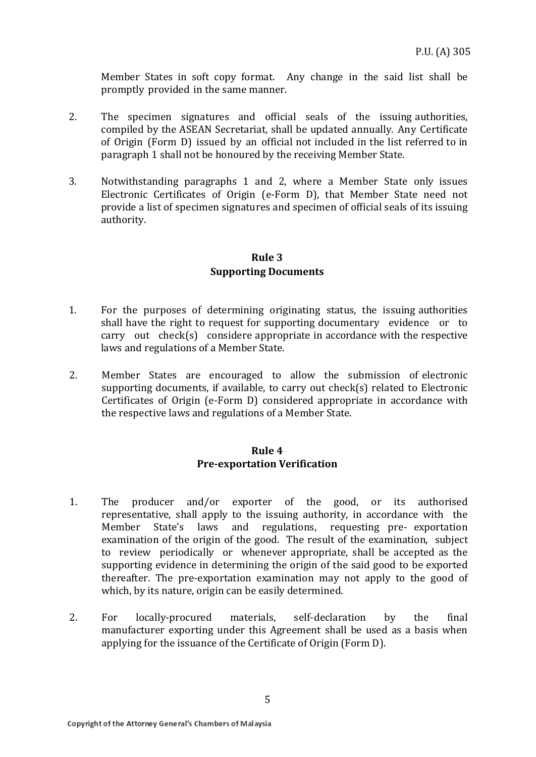Member States in soft copy format. Any change in the said list shall be promptly provided in the same manner.

2. The specimen signatures and official seals of the issuing authorities, compiled by the ASEAN Secretariat, shall be updated annually. Any Certificate of Origin (Form D) issued by an official not included in the list referred to in paragraph 1 shall not be honoured by the receiving Member State.

3. Notwithstanding paragraphs 1 and 2, where a Member State only issues Electronic Certificates of Origin (e-Form D), that Member State need not provide a list of specimen signatures and specimen of official seals of its issuing authority.

## Rule 3
## Supporting Documents

1. For the purposes of determining originating status, the issuing authorities shall have the right to request for supporting documentary evidence or to carry out check(s) considere appropriate in accordance with the respective laws and regulations of a Member State.

2. Member States are encouraged to allow the submission of electronic supporting documents, if available, to carry out check(s) related to Electronic Certificates of Origin (e-Form D) considered appropriate in accordance with the respective laws and regulations of a Member State.

## Rule 4
## Pre-exportation Verification

1. The producer and/or exporter of the good, or its authorised representative, shall apply to the issuing authority, in accordance with the Member State's laws and regulations, requesting pre- exportation examination of the origin of the good. The result of the examination, subject to review periodically or whenever appropriate, shall be accepted as the supporting evidence in determining the origin of the said good to be exported thereafter. The pre-exportation examination may not apply to the good of which, by its nature, origin can be easily determined.

2. For locally-procured materials, self-declaration by the final manufacturer exporting under this Agreement shall be used as a basis when applying for the issuance of the Certificate of Origin (Form D).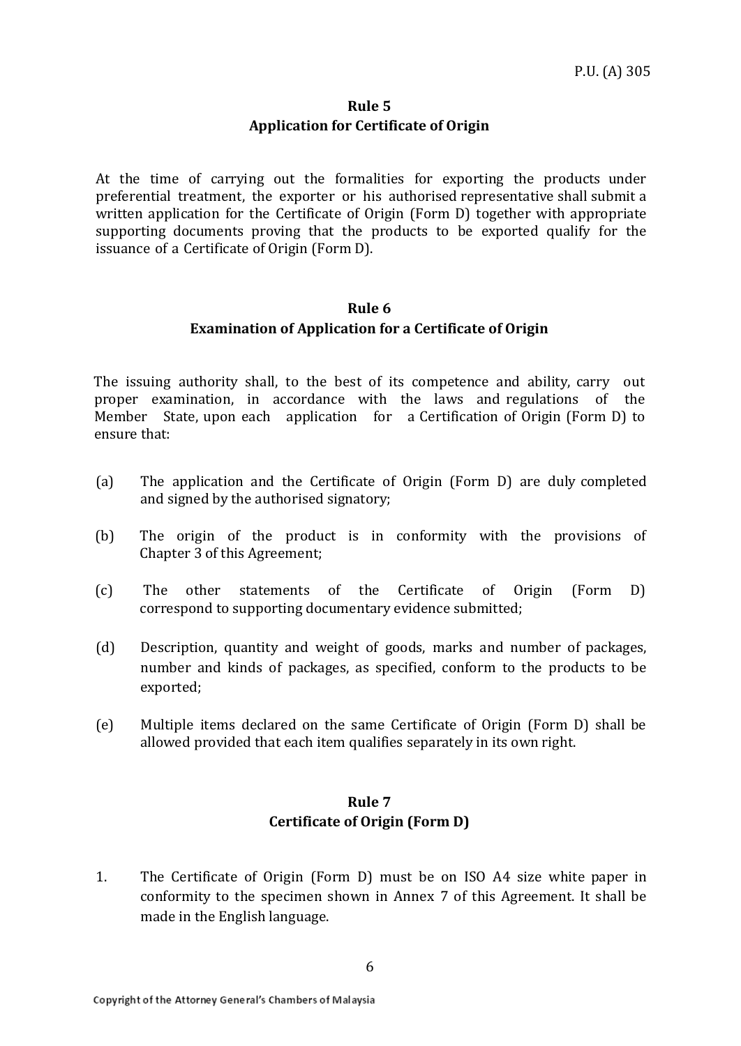## Rule 5
## Application for Certificate of Origin

At the time of carrying out the formalities for exporting the products under preferential treatment, the exporter or his authorised representative shall submit a written application for the Certificate of Origin (Form D) together with appropriate supporting documents proving that the products to be exported qualify for the issuance of a Certificate of Origin (Form D).

## Rule 6
## Examination of Application for a Certificate of Origin

The issuing authority shall, to the best of its competence and ability, carry out proper examination, in accordance with the laws and regulations of the Member State, upon each application for a Certification of Origin (Form D) to ensure that:

(a) The application and the Certificate of Origin (Form D) are duly completed and signed by the authorised signatory;

(b) The origin of the product is in conformity with the provisions of Chapter 3 of this Agreement;

(c) The other statements of the Certificate of Origin (Form D) correspond to supporting documentary evidence submitted;

(d) Description, quantity and weight of goods, marks and number of packages, number and kinds of packages, as specified, conform to the products to be exported;

(e) Multiple items declared on the same Certificate of Origin (Form D) shall be allowed provided that each item qualifies separately in its own right.

## Rule 7
## Certificate of Origin (Form D)

1. The Certificate of Origin (Form D) must be on ISO A4 size white paper in conformity to the specimen shown in Annex 7 of this Agreement. It shall be made in the English language.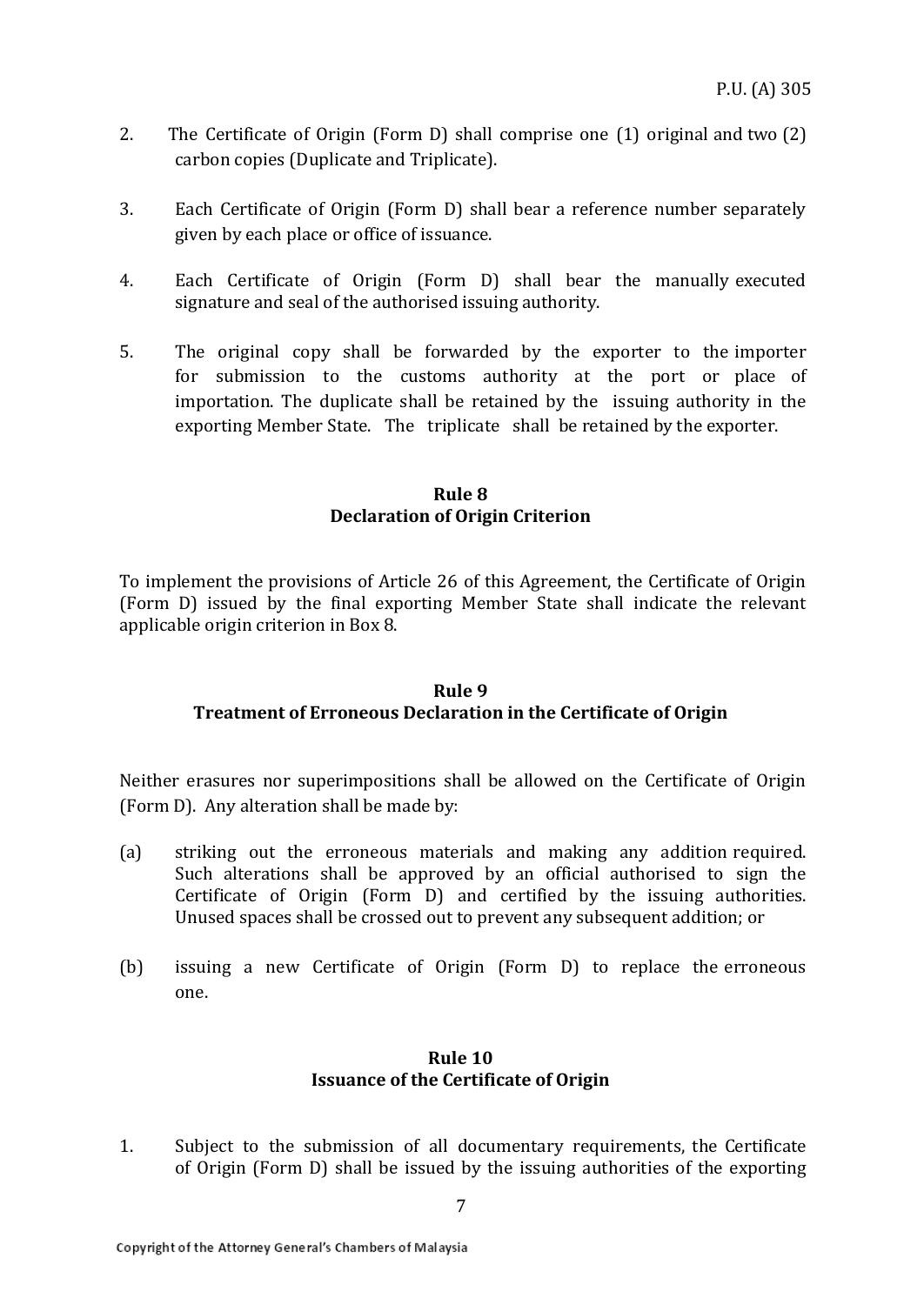2. The Certificate of Origin (Form D) shall comprise one (1) original and two (2) carbon copies (Duplicate and Triplicate).

3. Each Certificate of Origin (Form D) shall bear a reference number separately given by each place or office of issuance.

4. Each Certificate of Origin (Form D) shall bear the manually executed signature and seal of the authorised issuing authority.

5. The original copy shall be forwarded by the exporter to the importer for submission to the customs authority at the port or place of importation. The duplicate shall be retained by the issuing authority in the exporting Member State. The triplicate shall be retained by the exporter.

## Rule 8
## Declaration of Origin Criterion

To implement the provisions of Article 26 of this Agreement, the Certificate of Origin (Form D) issued by the final exporting Member State shall indicate the relevant applicable origin criterion in Box 8.

## Rule 9
## Treatment of Erroneous Declaration in the Certificate of Origin

Neither erasures nor superimpositions shall be allowed on the Certificate of Origin (Form D). Any alteration shall be made by:

(a) striking out the erroneous materials and making any addition required. Such alterations shall be approved by an official authorised to sign the Certificate of Origin (Form D) and certified by the issuing authorities. Unused spaces shall be crossed out to prevent any subsequent addition; or

(b) issuing a new Certificate of Origin (Form D) to replace the erroneous one.

## Rule 10
## Issuance of the Certificate of Origin

1. Subject to the submission of all documentary requirements, the Certificate of Origin (Form D) shall be issued by the issuing authorities of the exporting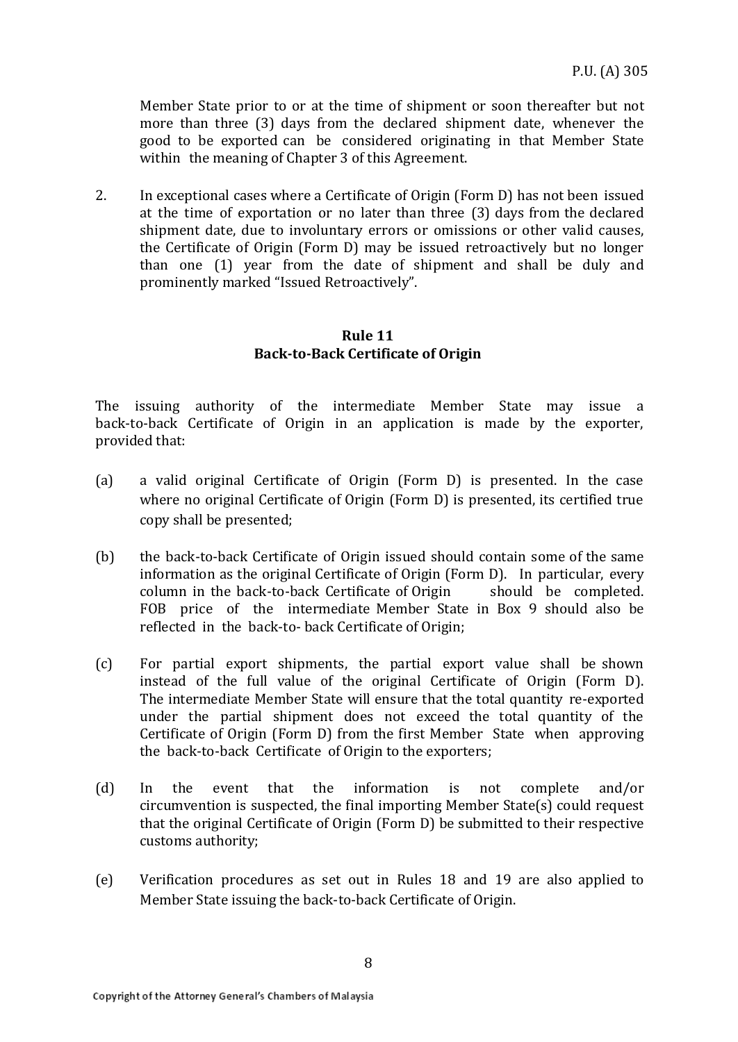Member State prior to or at the time of shipment or soon thereafter but not more than three (3) days from the declared shipment date, whenever the good to be exported can be considered originating in that Member State within the meaning of Chapter 3 of this Agreement.

2. In exceptional cases where a Certificate of Origin (Form D) has not been issued at the time of exportation or no later than three (3) days from the declared shipment date, due to involuntary errors or omissions or other valid causes, the Certificate of Origin (Form D) may be issued retroactively but no longer than one (1) year from the date of shipment and shall be duly and prominently marked "Issued Retroactively".

### Rule 11
### Back-to-Back Certificate of Origin

The issuing authority of the intermediate Member State may issue a back-to-back Certificate of Origin in an application is made by the exporter, provided that:

(a) a valid original Certificate of Origin (Form D) is presented. In the case where no original Certificate of Origin (Form D) is presented, its certified true copy shall be presented;

(b) the back-to-back Certificate of Origin issued should contain some of the same information as the original Certificate of Origin (Form D). In particular, every column in the back-to-back Certificate of Origin should be completed. FOB price of the intermediate Member State in Box 9 should also be reflected in the back-to- back Certificate of Origin;

(c) For partial export shipments, the partial export value shall be shown instead of the full value of the original Certificate of Origin (Form D). The intermediate Member State will ensure that the total quantity re-exported under the partial shipment does not exceed the total quantity of the Certificate of Origin (Form D) from the first Member State when approving the back-to-back Certificate of Origin to the exporters;

(d) In the event that the information is not complete and/or circumvention is suspected, the final importing Member State(s) could request that the original Certificate of Origin (Form D) be submitted to their respective customs authority;

(e) Verification procedures as set out in Rules 18 and 19 are also applied to Member State issuing the back-to-back Certificate of Origin.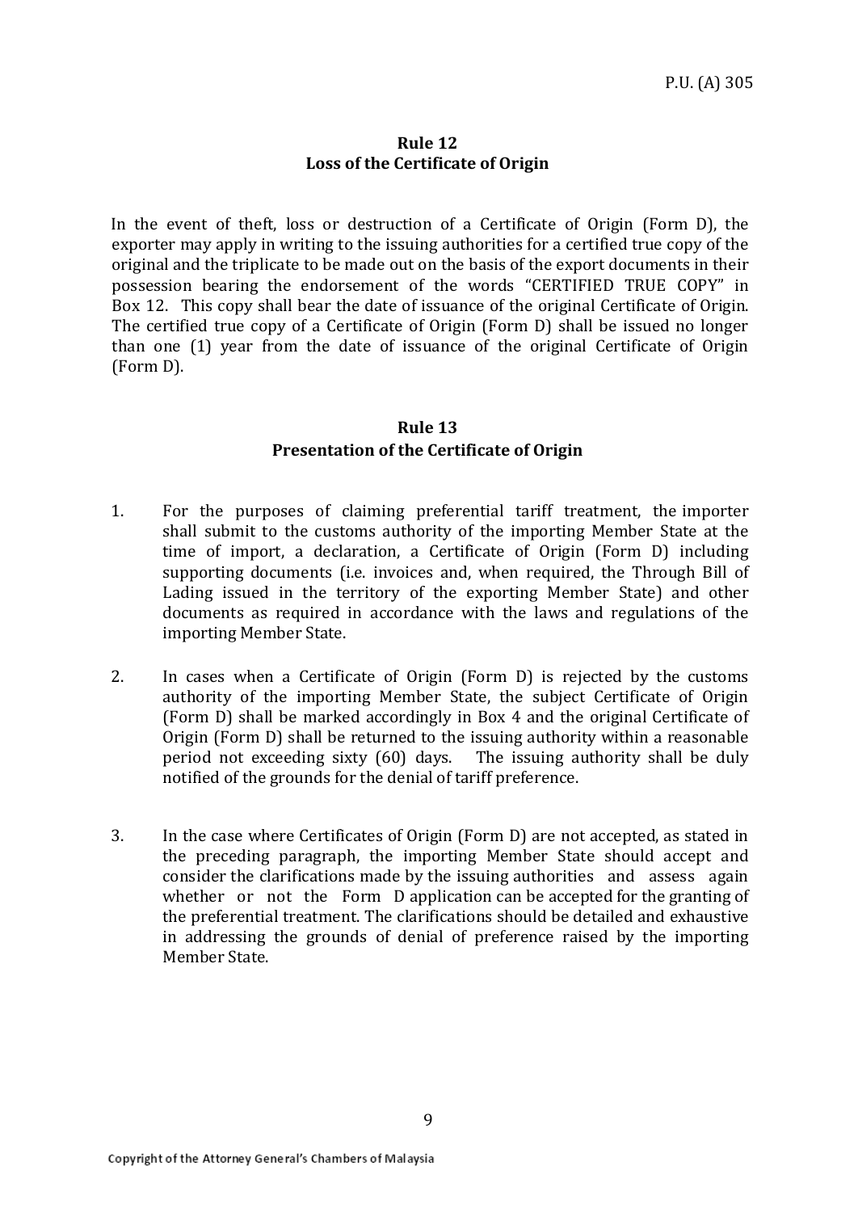## Rule 12
## Loss of the Certificate of Origin

In the event of theft, loss or destruction of a Certificate of Origin (Form D), the exporter may apply in writing to the issuing authorities for a certified true copy of the original and the triplicate to be made out on the basis of the export documents in their possession bearing the endorsement of the words "CERTIFIED TRUE COPY" in Box 12. This copy shall bear the date of issuance of the original Certificate of Origin. The certified true copy of a Certificate of Origin (Form D) shall be issued no longer than one (1) year from the date of issuance of the original Certificate of Origin (Form D).

## Rule 13
## Presentation of the Certificate of Origin

1. For the purposes of claiming preferential tariff treatment, the importer shall submit to the customs authority of the importing Member State at the time of import, a declaration, a Certificate of Origin (Form D) including supporting documents (i.e. invoices and, when required, the Through Bill of Lading issued in the territory of the exporting Member State) and other documents as required in accordance with the laws and regulations of the importing Member State.

2. In cases when a Certificate of Origin (Form D) is rejected by the customs authority of the importing Member State, the subject Certificate of Origin (Form D) shall be marked accordingly in Box 4 and the original Certificate of Origin (Form D) shall be returned to the issuing authority within a reasonable period not exceeding sixty (60) days. The issuing authority shall be duly notified of the grounds for the denial of tariff preference.

3. In the case where Certificates of Origin (Form D) are not accepted, as stated in the preceding paragraph, the importing Member State should accept and consider the clarifications made by the issuing authorities and assess again whether or not the Form D application can be accepted for the granting of the preferential treatment. The clarifications should be detailed and exhaustive in addressing the grounds of denial of preference raised by the importing Member State.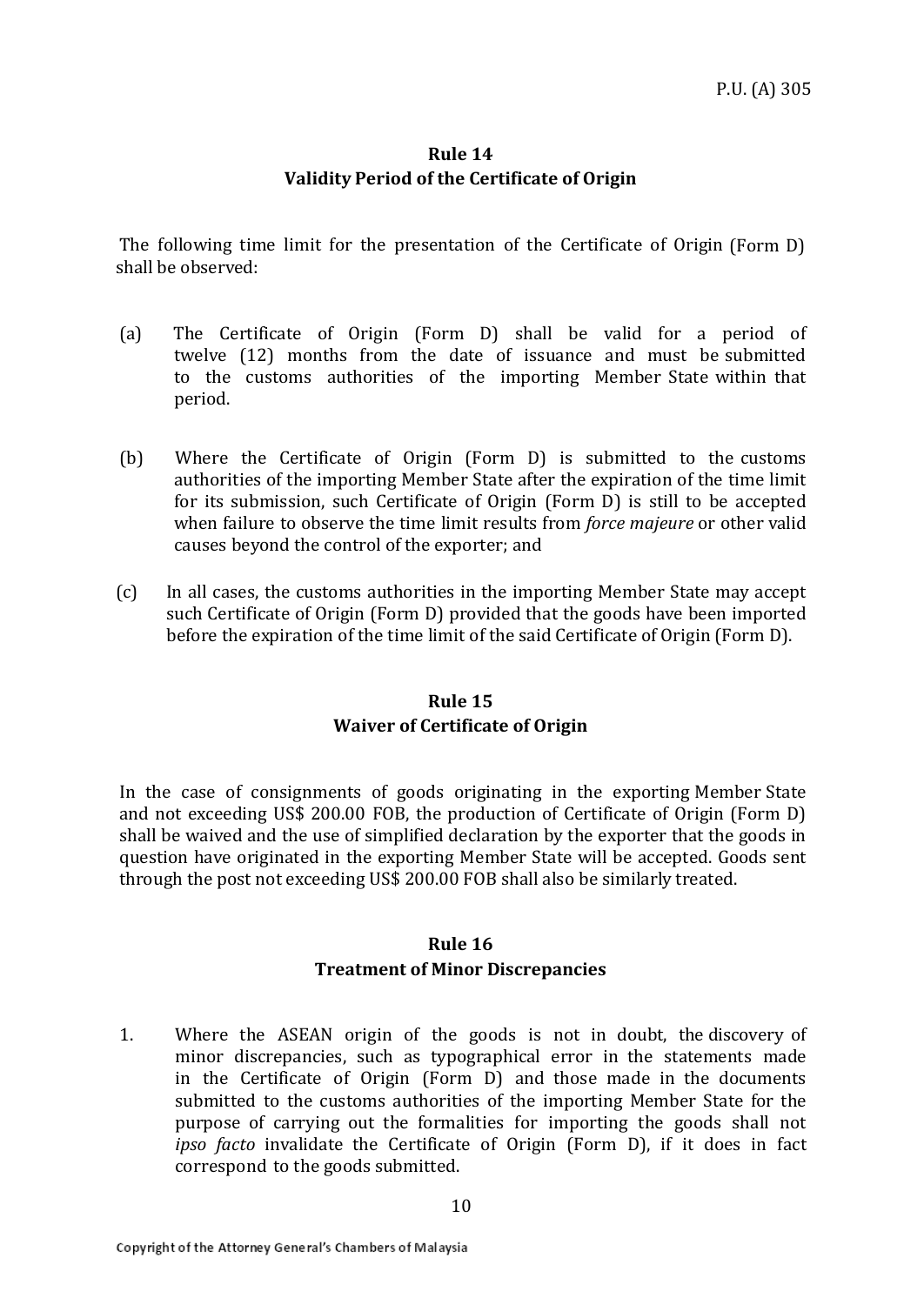## Rule 14
## Validity Period of the Certificate of Origin

The following time limit for the presentation of the Certificate of Origin (Form D) shall be observed:

(a) The Certificate of Origin (Form D) shall be valid for a period of twelve (12) months from the date of issuance and must be submitted to the customs authorities of the importing Member State within that period.

(b) Where the Certificate of Origin (Form D) is submitted to the customs authorities of the importing Member State after the expiration of the time limit for its submission, such Certificate of Origin (Form D) is still to be accepted when failure to observe the time limit results from *force majeure* or other valid causes beyond the control of the exporter; and

(c) In all cases, the customs authorities in the importing Member State may accept such Certificate of Origin (Form D) provided that the goods have been imported before the expiration of the time limit of the said Certificate of Origin (Form D).

## Rule 15
## Waiver of Certificate of Origin

In the case of consignments of goods originating in the exporting Member State and not exceeding US$ 200.00 FOB, the production of Certificate of Origin (Form D) shall be waived and the use of simplified declaration by the exporter that the goods in question have originated in the exporting Member State will be accepted. Goods sent through the post not exceeding US$ 200.00 FOB shall also be similarly treated.

## Rule 16
## Treatment of Minor Discrepancies

1. Where the ASEAN origin of the goods is not in doubt, the discovery of minor discrepancies, such as typographical error in the statements made in the Certificate of Origin (Form D) and those made in the documents submitted to the customs authorities of the importing Member State for the purpose of carrying out the formalities for importing the goods shall not *ipso facto* invalidate the Certificate of Origin (Form D), if it does in fact correspond to the goods submitted.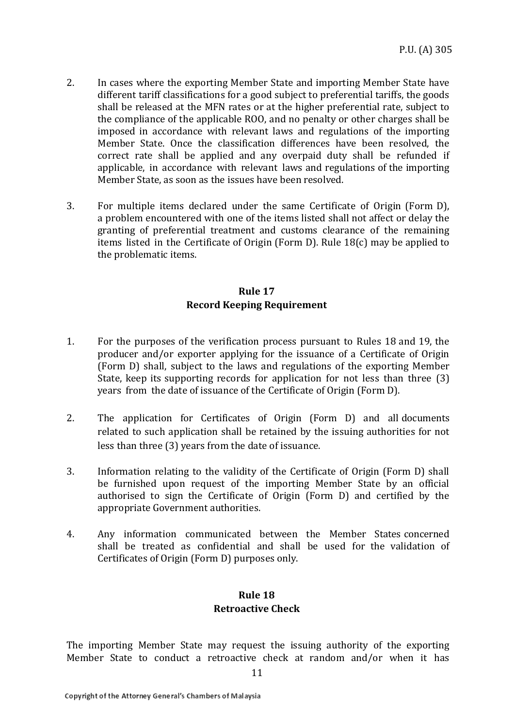2. In cases where the exporting Member State and importing Member State have different tariff classifications for a good subject to preferential tariffs, the goods shall be released at the MFN rates or at the higher preferential rate, subject to the compliance of the applicable ROO, and no penalty or other charges shall be imposed in accordance with relevant laws and regulations of the importing Member State. Once the classification differences have been resolved, the correct rate shall be applied and any overpaid duty shall be refunded if applicable, in accordance with relevant laws and regulations of the importing Member State, as soon as the issues have been resolved.

3. For multiple items declared under the same Certificate of Origin (Form D), a problem encountered with one of the items listed shall not affect or delay the granting of preferential treatment and customs clearance of the remaining items listed in the Certificate of Origin (Form D). Rule 18(c) may be applied to the problematic items.

## Rule 17
## Record Keeping Requirement

1. For the purposes of the verification process pursuant to Rules 18 and 19, the producer and/or exporter applying for the issuance of a Certificate of Origin (Form D) shall, subject to the laws and regulations of the exporting Member State, keep its supporting records for application for not less than three (3) years from the date of issuance of the Certificate of Origin (Form D).

2. The application for Certificates of Origin (Form D) and all documents related to such application shall be retained by the issuing authorities for not less than three (3) years from the date of issuance.

3. Information relating to the validity of the Certificate of Origin (Form D) shall be furnished upon request of the importing Member State by an official authorised to sign the Certificate of Origin (Form D) and certified by the appropriate Government authorities.

4. Any information communicated between the Member States concerned shall be treated as confidential and shall be used for the validation of Certificates of Origin (Form D) purposes only.

## Rule 18
## Retroactive Check

The importing Member State may request the issuing authority of the exporting Member State to conduct a retroactive check at random and/or when it has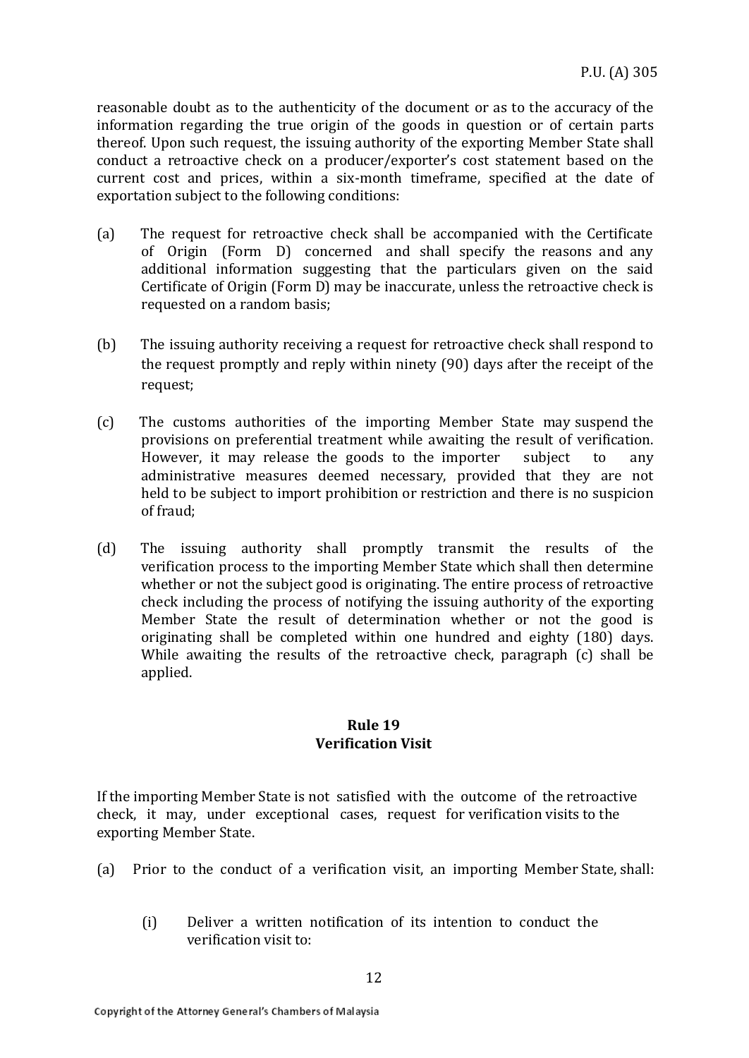reasonable doubt as to the authenticity of the document or as to the accuracy of the information regarding the true origin of the goods in question or of certain parts thereof. Upon such request, the issuing authority of the exporting Member State shall conduct a retroactive check on a producer/exporter's cost statement based on the current cost and prices, within a six-month timeframe, specified at the date of exportation subject to the following conditions:

(a) The request for retroactive check shall be accompanied with the Certificate of Origin (Form D) concerned and shall specify the reasons and any additional information suggesting that the particulars given on the said Certificate of Origin (Form D) may be inaccurate, unless the retroactive check is requested on a random basis;

(b) The issuing authority receiving a request for retroactive check shall respond to the request promptly and reply within ninety (90) days after the receipt of the request;

(c) The customs authorities of the importing Member State may suspend the provisions on preferential treatment while awaiting the result of verification. However, it may release the goods to the importer subject to any administrative measures deemed necessary, provided that they are not held to be subject to import prohibition or restriction and there is no suspicion of fraud;

(d) The issuing authority shall promptly transmit the results of the verification process to the importing Member State which shall then determine whether or not the subject good is originating. The entire process of retroactive check including the process of notifying the issuing authority of the exporting Member State the result of determination whether or not the good is originating shall be completed within one hundred and eighty (180) days. While awaiting the results of the retroactive check, paragraph (c) shall be applied.

## Rule 19
## Verification Visit

If the importing Member State is not satisfied with the outcome of the retroactive check, it may, under exceptional cases, request for verification visits to the exporting Member State.

(a) Prior to the conduct of a verification visit, an importing Member State, shall:

(i) Deliver a written notification of its intention to conduct the verification visit to: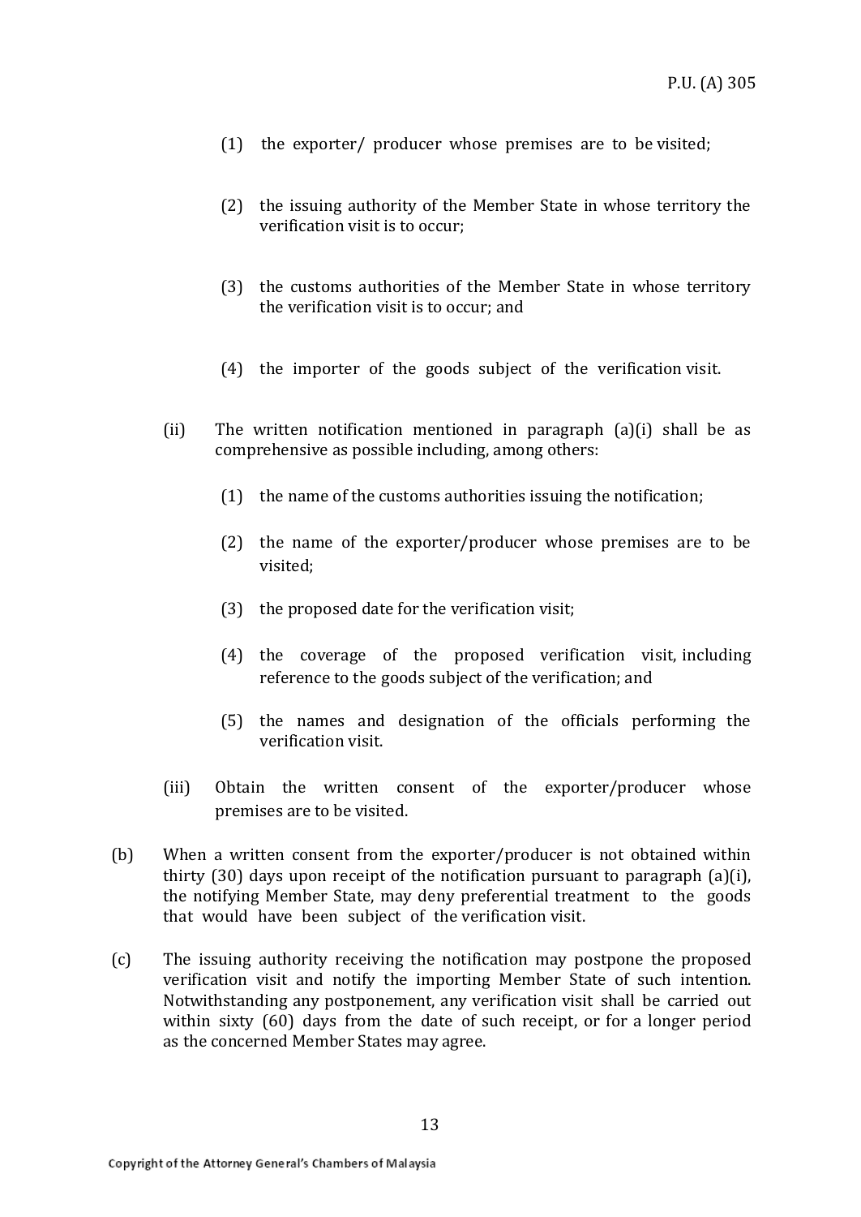(1) the exporter/ producer whose premises are to be visited;

(2) the issuing authority of the Member State in whose territory the verification visit is to occur;

(3) the customs authorities of the Member State in whose territory the verification visit is to occur; and

(4) the importer of the goods subject of the verification visit.

(ii) The written notification mentioned in paragraph (a)(i) shall be as comprehensive as possible including, among others:

(1) the name of the customs authorities issuing the notification;

(2) the name of the exporter/producer whose premises are to be visited;

(3) the proposed date for the verification visit;

(4) the coverage of the proposed verification visit, including reference to the goods subject of the verification; and

(5) the names and designation of the officials performing the verification visit.

(iii) Obtain the written consent of the exporter/producer whose premises are to be visited.

(b) When a written consent from the exporter/producer is not obtained within thirty (30) days upon receipt of the notification pursuant to paragraph (a)(i), the notifying Member State, may deny preferential treatment to the goods that would have been subject of the verification visit.

(c) The issuing authority receiving the notification may postpone the proposed verification visit and notify the importing Member State of such intention. Notwithstanding any postponement, any verification visit shall be carried out within sixty (60) days from the date of such receipt, or for a longer period as the concerned Member States may agree.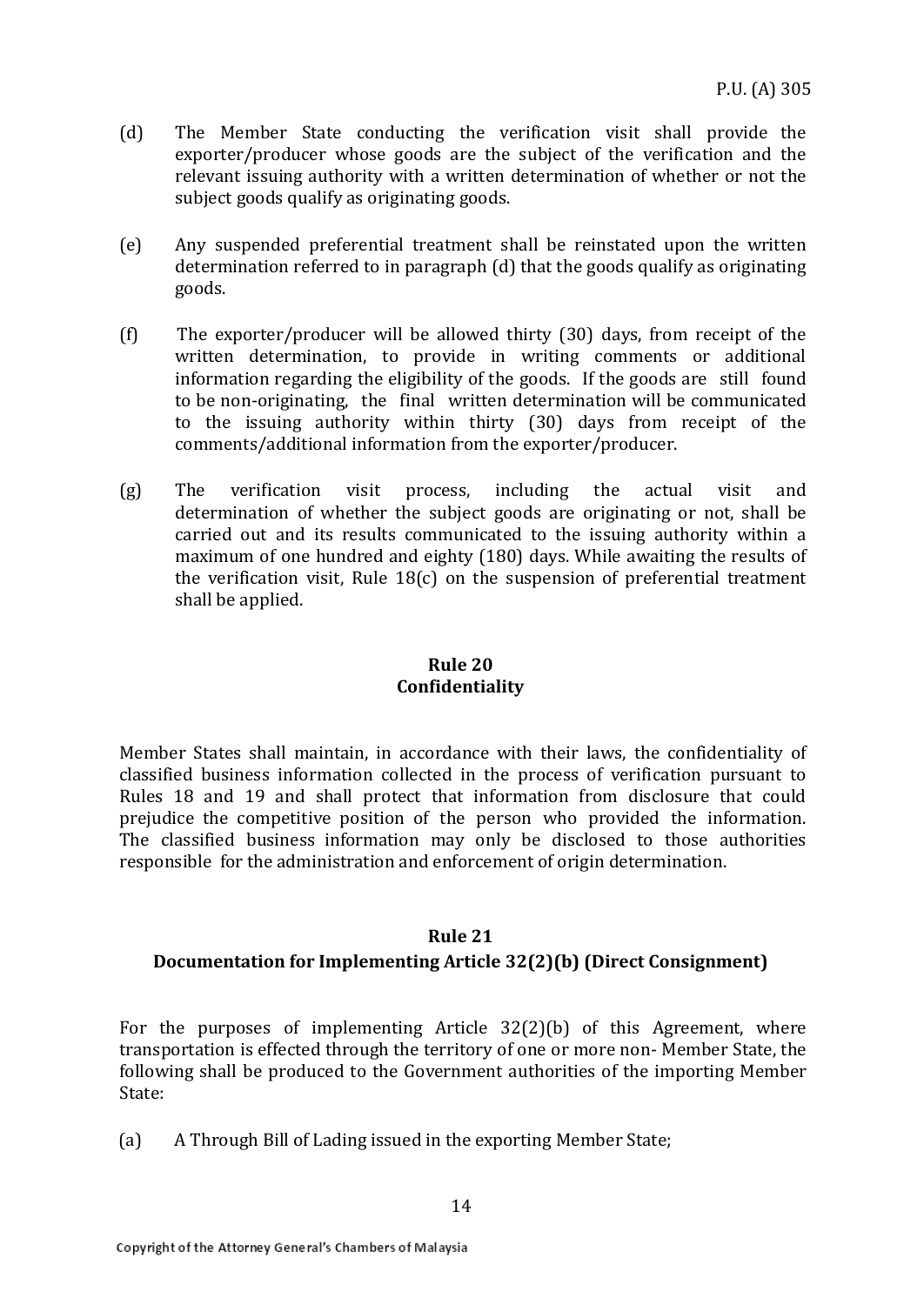(d) The Member State conducting the verification visit shall provide the exporter/producer whose goods are the subject of the verification and the relevant issuing authority with a written determination of whether or not the subject goods qualify as originating goods.

(e) Any suspended preferential treatment shall be reinstated upon the written determination referred to in paragraph (d) that the goods qualify as originating goods.

(f) The exporter/producer will be allowed thirty (30) days, from receipt of the written determination, to provide in writing comments or additional information regarding the eligibility of the goods. If the goods are still found to be non-originating, the final written determination will be communicated to the issuing authority within thirty (30) days from receipt of the comments/additional information from the exporter/producer.

(g) The verification visit process, including the actual visit and determination of whether the subject goods are originating or not, shall be carried out and its results communicated to the issuing authority within a maximum of one hundred and eighty (180) days. While awaiting the results of the verification visit, Rule 18(c) on the suspension of preferential treatment shall be applied.

## Rule 20
## Confidentiality

Member States shall maintain, in accordance with their laws, the confidentiality of classified business information collected in the process of verification pursuant to Rules 18 and 19 and shall protect that information from disclosure that could prejudice the competitive position of the person who provided the information. The classified business information may only be disclosed to those authorities responsible for the administration and enforcement of origin determination.

## Rule 21
## Documentation for Implementing Article 32(2)(b) (Direct Consignment)

For the purposes of implementing Article 32(2)(b) of this Agreement, where transportation is effected through the territory of one or more non- Member State, the following shall be produced to the Government authorities of the importing Member State:

(a) A Through Bill of Lading issued in the exporting Member State;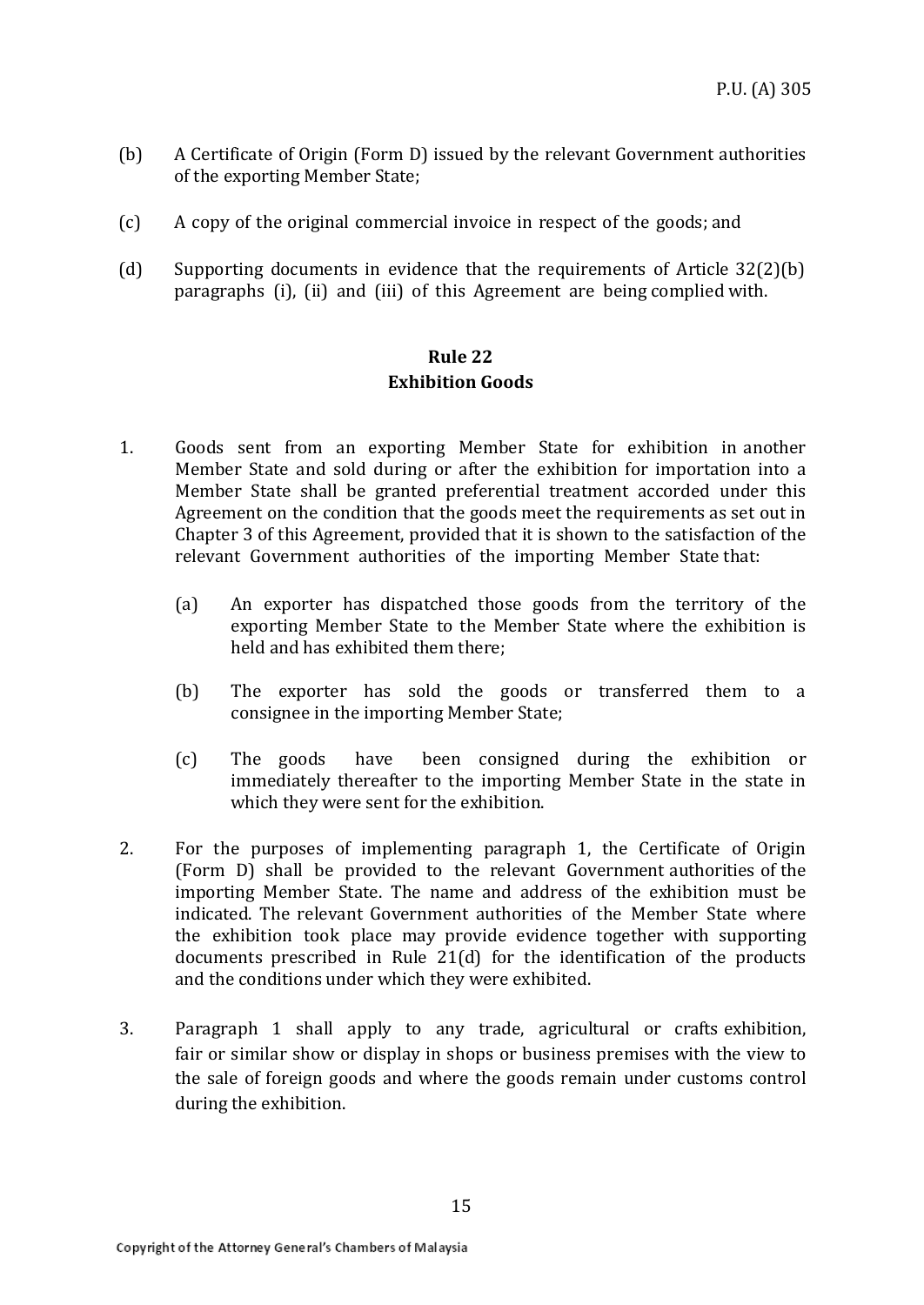(b) A Certificate of Origin (Form D) issued by the relevant Government authorities of the exporting Member State;

(c) A copy of the original commercial invoice in respect of the goods; and

(d) Supporting documents in evidence that the requirements of Article 32(2)(b) paragraphs (i), (ii) and (iii) of this Agreement are being complied with.

**Rule 22**
**Exhibition Goods**

1. Goods sent from an exporting Member State for exhibition in another Member State and sold during or after the exhibition for importation into a Member State shall be granted preferential treatment accorded under this Agreement on the condition that the goods meet the requirements as set out in Chapter 3 of this Agreement, provided that it is shown to the satisfaction of the relevant Government authorities of the importing Member State that:

   (a) An exporter has dispatched those goods from the territory of the exporting Member State to the Member State where the exhibition is held and has exhibited them there;

   (b) The exporter has sold the goods or transferred them to a consignee in the importing Member State;

   (c) The goods have been consigned during the exhibition or immediately thereafter to the importing Member State in the state in which they were sent for the exhibition.

2. For the purposes of implementing paragraph 1, the Certificate of Origin (Form D) shall be provided to the relevant Government authorities of the importing Member State. The name and address of the exhibition must be indicated. The relevant Government authorities of the Member State where the exhibition took place may provide evidence together with supporting documents prescribed in Rule 21(d) for the identification of the products and the conditions under which they were exhibited.

3. Paragraph 1 shall apply to any trade, agricultural or crafts exhibition, fair or similar show or display in shops or business premises with the view to the sale of foreign goods and where the goods remain under customs control during the exhibition.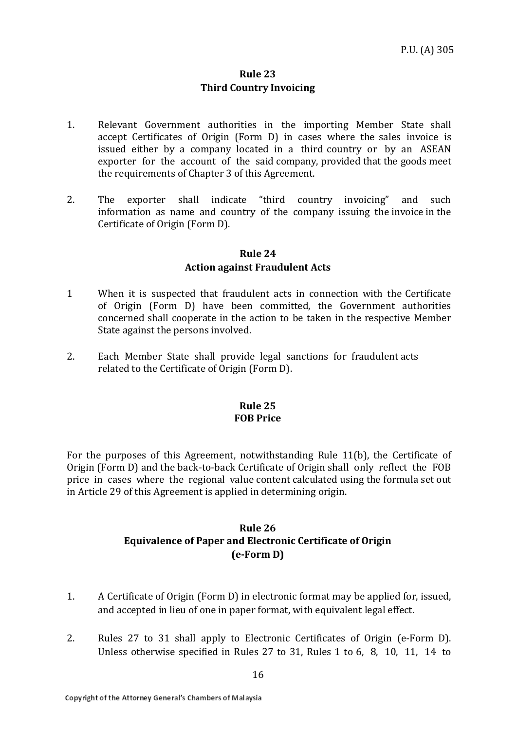## Rule 23
## Third Country Invoicing

1. Relevant Government authorities in the importing Member State shall accept Certificates of Origin (Form D) in cases where the sales invoice is issued either by a company located in a third country or by an ASEAN exporter for the account of the said company, provided that the goods meet the requirements of Chapter 3 of this Agreement.

2. The exporter shall indicate "third country invoicing" and such information as name and country of the company issuing the invoice in the Certificate of Origin (Form D).

## Rule 24
## Action against Fraudulent Acts

1 When it is suspected that fraudulent acts in connection with the Certificate of Origin (Form D) have been committed, the Government authorities concerned shall cooperate in the action to be taken in the respective Member State against the persons involved.

2. Each Member State shall provide legal sanctions for fraudulent acts related to the Certificate of Origin (Form D).

## Rule 25
## FOB Price

For the purposes of this Agreement, notwithstanding Rule 11(b), the Certificate of Origin (Form D) and the back-to-back Certificate of Origin shall only reflect the FOB price in cases where the regional value content calculated using the formula set out in Article 29 of this Agreement is applied in determining origin.

## Rule 26
## Equivalence of Paper and Electronic Certificate of Origin (e-Form D)

1. A Certificate of Origin (Form D) in electronic format may be applied for, issued, and accepted in lieu of one in paper format, with equivalent legal effect.

2. Rules 27 to 31 shall apply to Electronic Certificates of Origin (e-Form D). Unless otherwise specified in Rules 27 to 31, Rules 1 to 6, 8, 10, 11, 14 to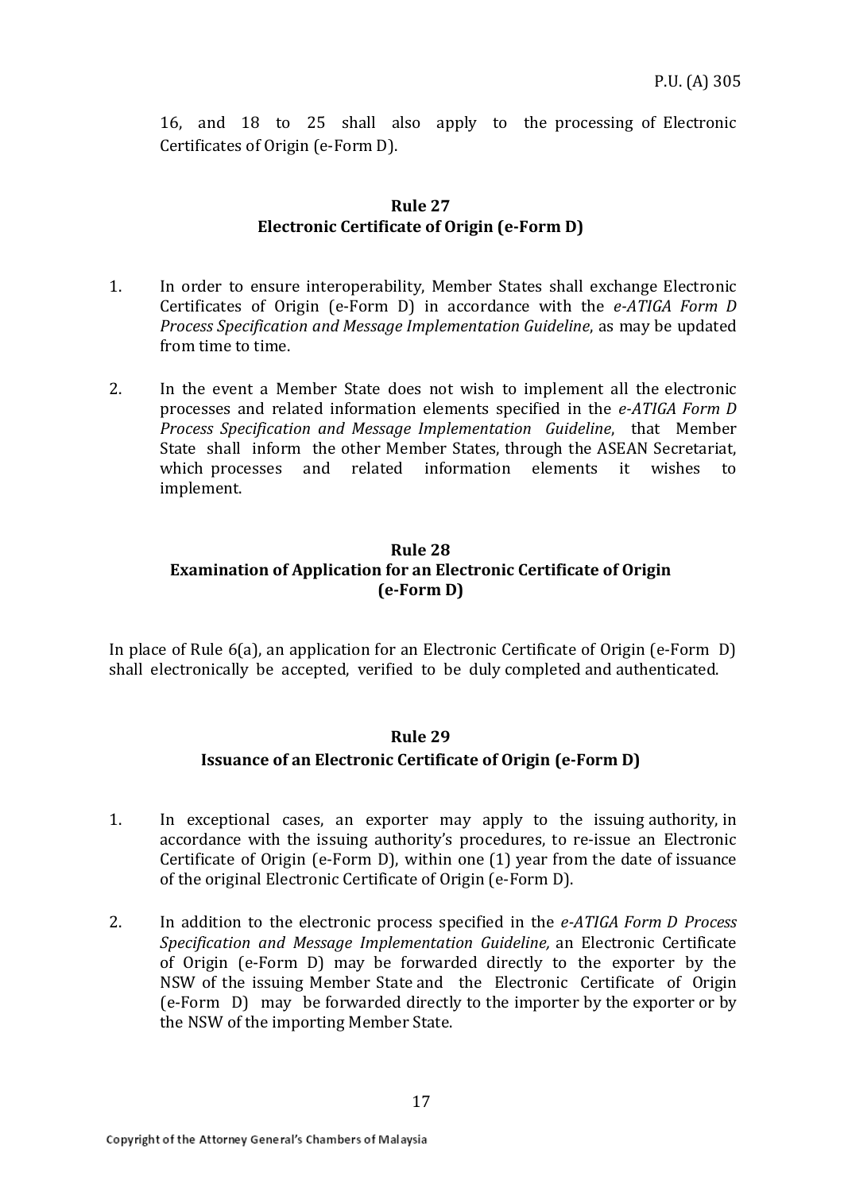16, and 18 to 25 shall also apply to the processing of Electronic Certificates of Origin (e-Form D).

## Rule 27
## Electronic Certificate of Origin (e-Form D)

1. In order to ensure interoperability, Member States shall exchange Electronic Certificates of Origin (e-Form D) in accordance with the *e-ATIGA Form D Process Specification and Message Implementation Guideline*, as may be updated from time to time.

2. In the event a Member State does not wish to implement all the electronic processes and related information elements specified in the *e-ATIGA Form D Process Specification and Message Implementation Guideline*, that Member State shall inform the other Member States, through the ASEAN Secretariat, which processes and related information elements it wishes to implement.

## Rule 28
## Examination of Application for an Electronic Certificate of Origin (e-Form D)

In place of Rule 6(a), an application for an Electronic Certificate of Origin (e-Form D) shall electronically be accepted, verified to be duly completed and authenticated.

## Rule 29
## Issuance of an Electronic Certificate of Origin (e-Form D)

1. In exceptional cases, an exporter may apply to the issuing authority, in accordance with the issuing authority's procedures, to re-issue an Electronic Certificate of Origin (e-Form D), within one (1) year from the date of issuance of the original Electronic Certificate of Origin (e-Form D).

2. In addition to the electronic process specified in the *e-ATIGA Form D Process Specification and Message Implementation Guideline,* an Electronic Certificate of Origin (e-Form D) may be forwarded directly to the exporter by the NSW of the issuing Member State and the Electronic Certificate of Origin (e-Form D) may be forwarded directly to the importer by the exporter or by the NSW of the importing Member State.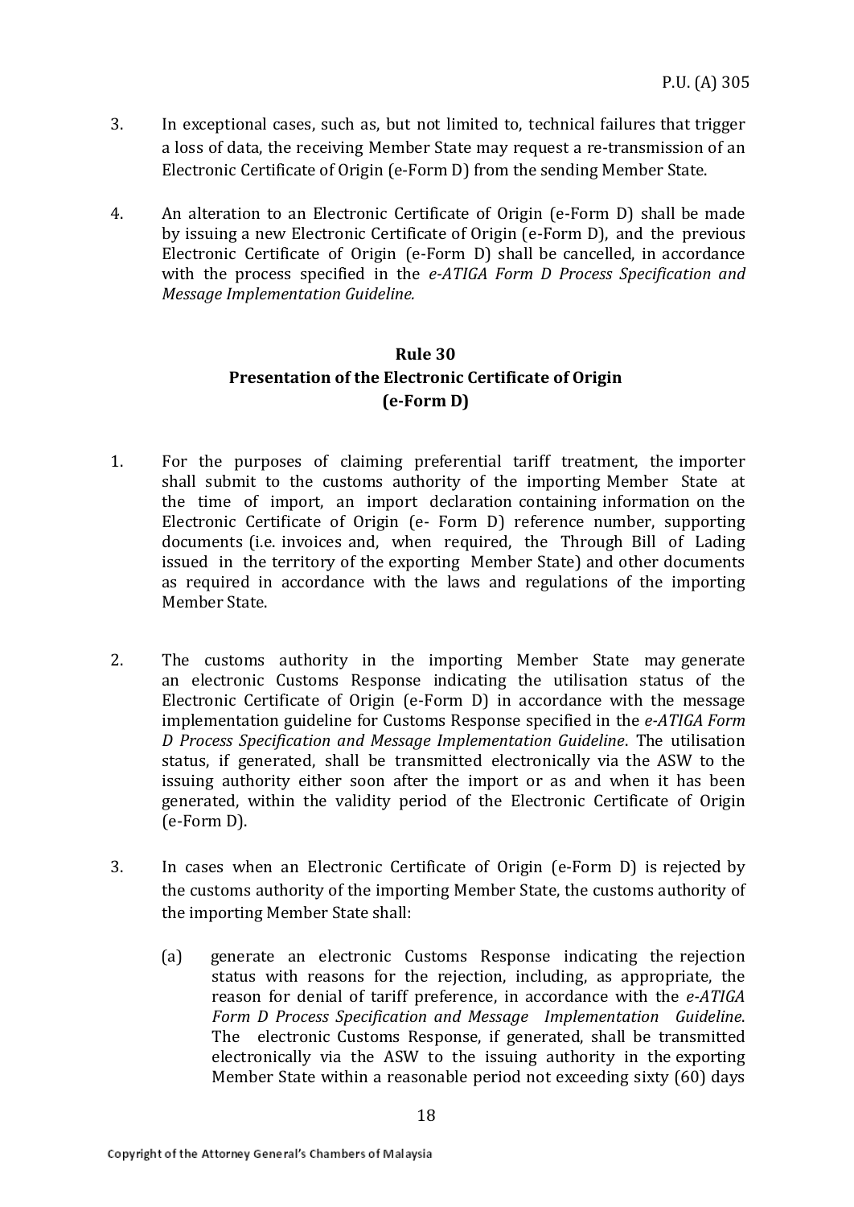3. In exceptional cases, such as, but not limited to, technical failures that trigger a loss of data, the receiving Member State may request a re-transmission of an Electronic Certificate of Origin (e-Form D) from the sending Member State.

4. An alteration to an Electronic Certificate of Origin (e-Form D) shall be made by issuing a new Electronic Certificate of Origin (e-Form D), and the previous Electronic Certificate of Origin (e-Form D) shall be cancelled, in accordance with the process specified in the *e-ATIGA Form D Process Specification and Message Implementation Guideline.*

## Rule 30
## Presentation of the Electronic Certificate of Origin (e-Form D)

1. For the purposes of claiming preferential tariff treatment, the importer shall submit to the customs authority of the importing Member State at the time of import, an import declaration containing information on the Electronic Certificate of Origin (e- Form D) reference number, supporting documents (i.e. invoices and, when required, the Through Bill of Lading issued in the territory of the exporting Member State) and other documents as required in accordance with the laws and regulations of the importing Member State.

2. The customs authority in the importing Member State may generate an electronic Customs Response indicating the utilisation status of the Electronic Certificate of Origin (e-Form D) in accordance with the message implementation guideline for Customs Response specified in the *e-ATIGA Form D Process Specification and Message Implementation Guideline*. The utilisation status, if generated, shall be transmitted electronically via the ASW to the issuing authority either soon after the import or as and when it has been generated, within the validity period of the Electronic Certificate of Origin (e-Form D).

3. In cases when an Electronic Certificate of Origin (e-Form D) is rejected by the customs authority of the importing Member State, the customs authority of the importing Member State shall:

   (a) generate an electronic Customs Response indicating the rejection status with reasons for the rejection, including, as appropriate, the reason for denial of tariff preference, in accordance with the *e-ATIGA Form D Process Specification and Message Implementation Guideline*. The electronic Customs Response, if generated, shall be transmitted electronically via the ASW to the issuing authority in the exporting Member State within a reasonable period not exceeding sixty (60) days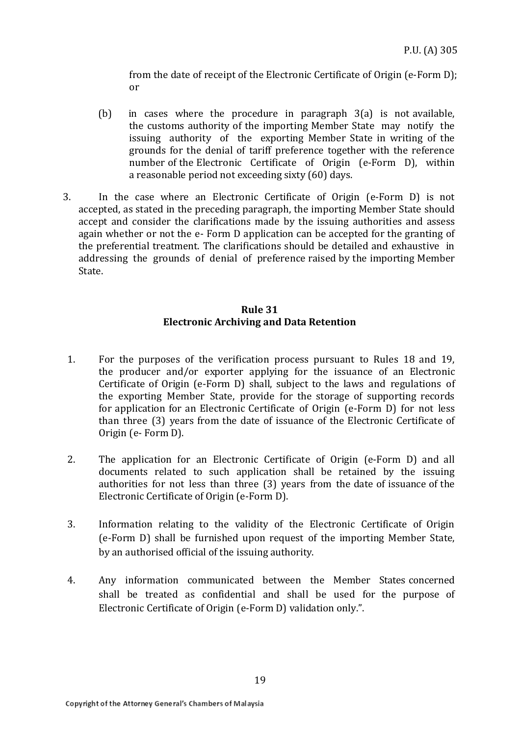from the date of receipt of the Electronic Certificate of Origin (e-Form D); or

(b) in cases where the procedure in paragraph 3(a) is not available, the customs authority of the importing Member State may notify the issuing authority of the exporting Member State in writing of the grounds for the denial of tariff preference together with the reference number of the Electronic Certificate of Origin (e-Form D), within a reasonable period not exceeding sixty (60) days.

3. In the case where an Electronic Certificate of Origin (e-Form D) is not accepted, as stated in the preceding paragraph, the importing Member State should accept and consider the clarifications made by the issuing authorities and assess again whether or not the e- Form D application can be accepted for the granting of the preferential treatment. The clarifications should be detailed and exhaustive in addressing the grounds of denial of preference raised by the importing Member State.

**Rule 31**
**Electronic Archiving and Data Retention**

1. For the purposes of the verification process pursuant to Rules 18 and 19, the producer and/or exporter applying for the issuance of an Electronic Certificate of Origin (e-Form D) shall, subject to the laws and regulations of the exporting Member State, provide for the storage of supporting records for application for an Electronic Certificate of Origin (e-Form D) for not less than three (3) years from the date of issuance of the Electronic Certificate of Origin (e- Form D).

2. The application for an Electronic Certificate of Origin (e-Form D) and all documents related to such application shall be retained by the issuing authorities for not less than three (3) years from the date of issuance of the Electronic Certificate of Origin (e-Form D).

3. Information relating to the validity of the Electronic Certificate of Origin (e-Form D) shall be furnished upon request of the importing Member State, by an authorised official of the issuing authority.

4. Any information communicated between the Member States concerned shall be treated as confidential and shall be used for the purpose of Electronic Certificate of Origin (e-Form D) validation only.".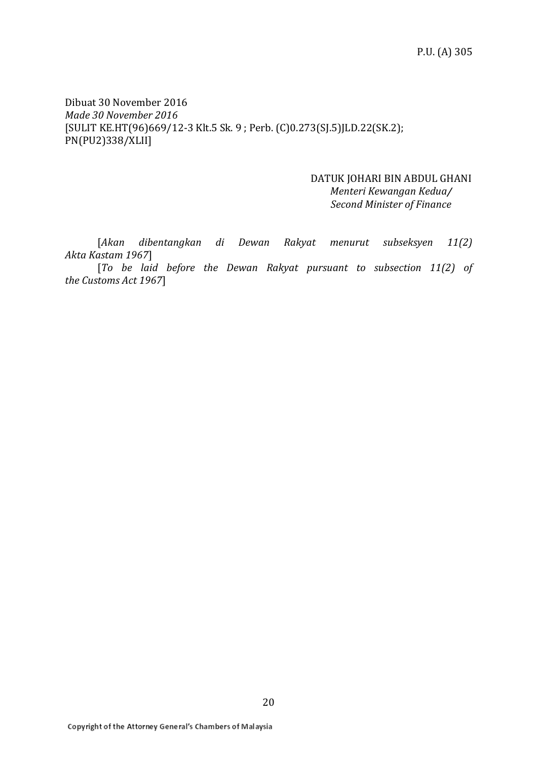Dibuat 30 November 2016
*Made 30 November 2016*
[SULIT KE.HT(96)669/12-3 Klt.5 Sk. 9 ; Perb. (C)0.273(SJ.5)JLD.22(SK.2); PN(PU2)338/XLII]

DATUK JOHARI BIN ABDUL GHANI
*Menteri Kewangan Kedua/*
*Second Minister of Finance*

[*Akan dibentangkan di Dewan Rakyat menurut subseksyen 11(2) Akta Kastam 1967*]

[*To be laid before the Dewan Rakyat pursuant to subsection 11(2) of the Customs Act 1967*]